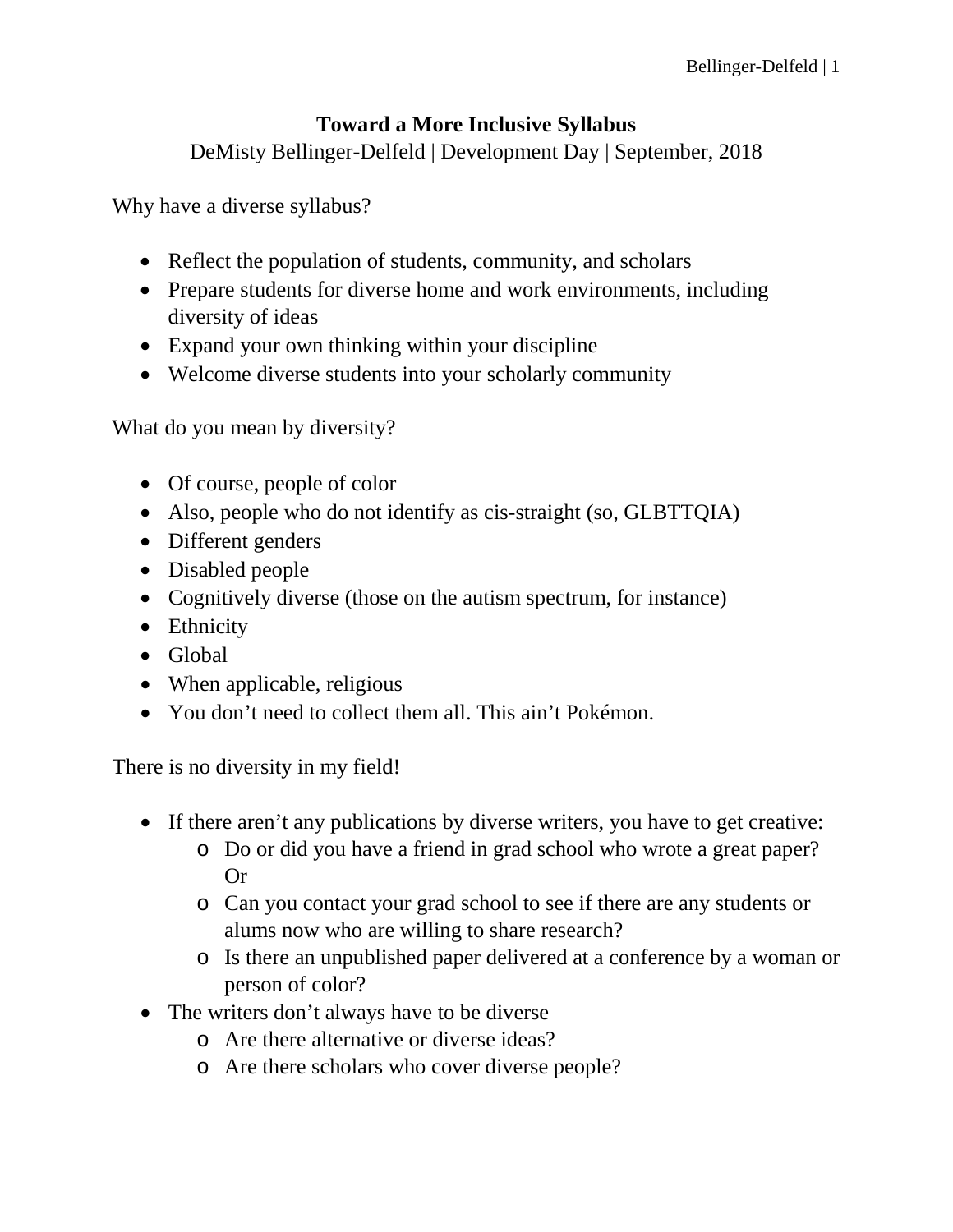# Toward a More Inclusive Syllabus

DeMisty Bellinger-Delfeld | Development Day | September, 2018

Why have a diverse syllabus?

- Reflect the population of students, community, and scholars
- Prepare students for diverse home and work environments, including diversity of ideas
- Expand your own thinking within your discipline
- Welcome diverse students into your scholarly community

What do you mean by diversity?

- Of course, people of color
- Also, people who do not identify as cis-straight (so, GLBTTQIA)
- Different genders
- Disabled people
- Cognitively diverse (those on the autism spectrum, for instance)
- Ethnicity
- Global
- When applicable, religious
- You don't need to collect them all. This ain't Pokémon.

There is no diversity in my field!

- If there aren't any publications by diverse writers, you have to get creative:
    - Do or did you have a friend in grad school who wrote a great paper? Or
    - Can you contact your grad school to see if there are any students or alums now who are willing to share research?
    - Is there an unpublished paper delivered at a conference by a woman or person of color?
- The writers don't always have to be diverse
    - Are there alternative or diverse ideas?
    - Are there scholars who cover diverse people?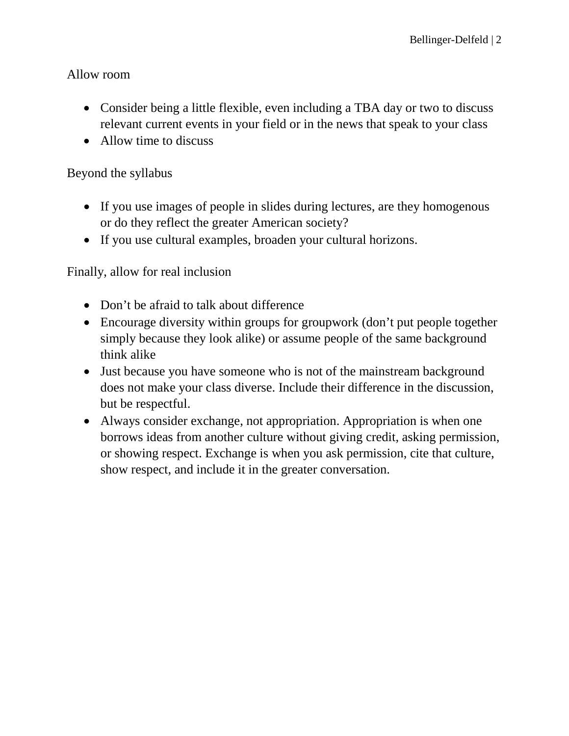Allow room

- Consider being a little flexible, even including a TBA day or two to discuss relevant current events in your field or in the news that speak to your class
- Allow time to discuss

Beyond the syllabus

- If you use images of people in slides during lectures, are they homogenous or do they reflect the greater American society?
- If you use cultural examples, broaden your cultural horizons.

Finally, allow for real inclusion

- Don't be afraid to talk about difference
- Encourage diversity within groups for groupwork (don't put people together simply because they look alike) or assume people of the same background think alike
- Just because you have someone who is not of the mainstream background does not make your class diverse. Include their difference in the discussion, but be respectful.
- Always consider exchange, not appropriation. Appropriation is when one borrows ideas from another culture without giving credit, asking permission, or showing respect. Exchange is when you ask permission, cite that culture, show respect, and include it in the greater conversation.